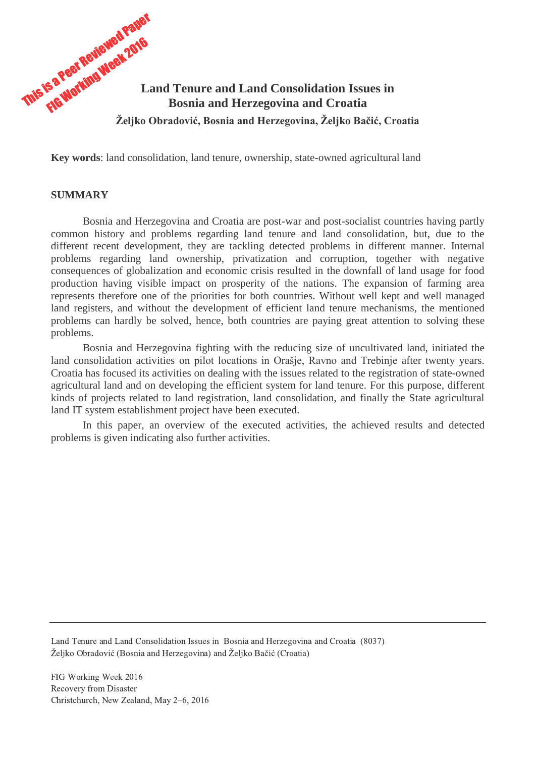This is a Peer Reviewed Paper
FIG Working Week 2016

# Land Tenure and Land Consolidation Issues in Bosnia and Herzegovina and Croatia

**Željko Obradović, Bosnia and Herzegovina, Željko Bačić, Croatia**

**Key words**: land consolidation, land tenure, ownership, state-owned agricultural land

## SUMMARY

Bosnia and Herzegovina and Croatia are post-war and post-socialist countries having partly common history and problems regarding land tenure and land consolidation, but, due to the different recent development, they are tackling detected problems in different manner. Internal problems regarding land ownership, privatization and corruption, together with negative consequences of globalization and economic crisis resulted in the downfall of land usage for food production having visible impact on prosperity of the nations. The expansion of farming area represents therefore one of the priorities for both countries. Without well kept and well managed land registers, and without the development of efficient land tenure mechanisms, the mentioned problems can hardly be solved, hence, both countries are paying great attention to solving these problems.

Bosnia and Herzegovina fighting with the reducing size of uncultivated land, initiated the land consolidation activities on pilot locations in Orašje, Ravno and Trebinje after twenty years. Croatia has focused its activities on dealing with the issues related to the registration of state-owned agricultural land and on developing the efficient system for land tenure. For this purpose, different kinds of projects related to land registration, land consolidation, and finally the State agricultural land IT system establishment project have been executed.

In this paper, an overview of the executed activities, the achieved results and detected problems is given indicating also further activities.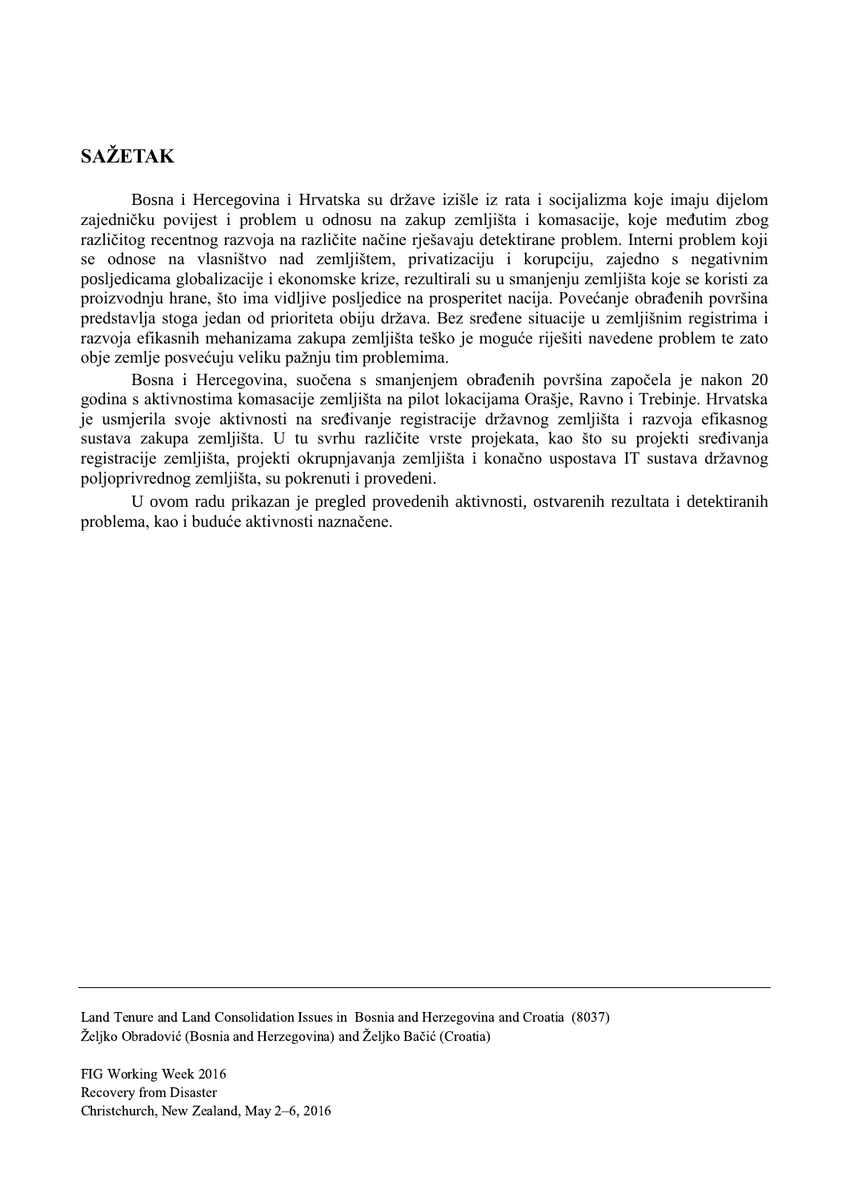## SAŽETAK

Bosna i Hercegovina i Hrvatska su države izišle iz rata i socijalizma koje imaju dijelom zajedničku povijest i problem u odnosu na zakup zemljišta i komasacije, koje međutim zbog različitog recentnog razvoja na različite načine rješavaju detektirane problem. Interni problem koji se odnose na vlasništvo nad zemljištem, privatizaciju i korupciju, zajedno s negativnim posljedicama globalizacije i ekonomske krize, rezultirali su u smanjenju zemljišta koje se koristi za proizvodnju hrane, što ima vidljive posljedice na prosperitet nacija. Povećanje obrađenih površina predstavlja stoga jedan od prioriteta obiju država. Bez sređene situacije u zemljišnim registrima i razvoja efikasnih mehanizama zakupa zemljišta teško je moguće riješiti navedene problem te zato obje zemlje posvećuju veliku pažnju tim problemima.

Bosna i Hercegovina, suočena s smanjenjem obrađenih površina započela je nakon 20 godina s aktivnostima komasacije zemljišta na pilot lokacijama Orašje, Ravno i Trebinje. Hrvatska je usmjerila svoje aktivnosti na sređivanje registracije državnog zemljišta i razvoja efikasnog sustava zakupa zemljišta. U tu svrhu različite vrste projekata, kao što su projekti sređivanja registracije zemljišta, projekti okrupnjavanja zemljišta i konačno uspostava IT sustava državnog poljoprivrednog zemljišta, su pokrenuti i provedeni.

U ovom radu prikazan je pregled provedenih aktivnosti, ostvarenih rezultata i detektiranih problema, kao i buduće aktivnosti naznačene.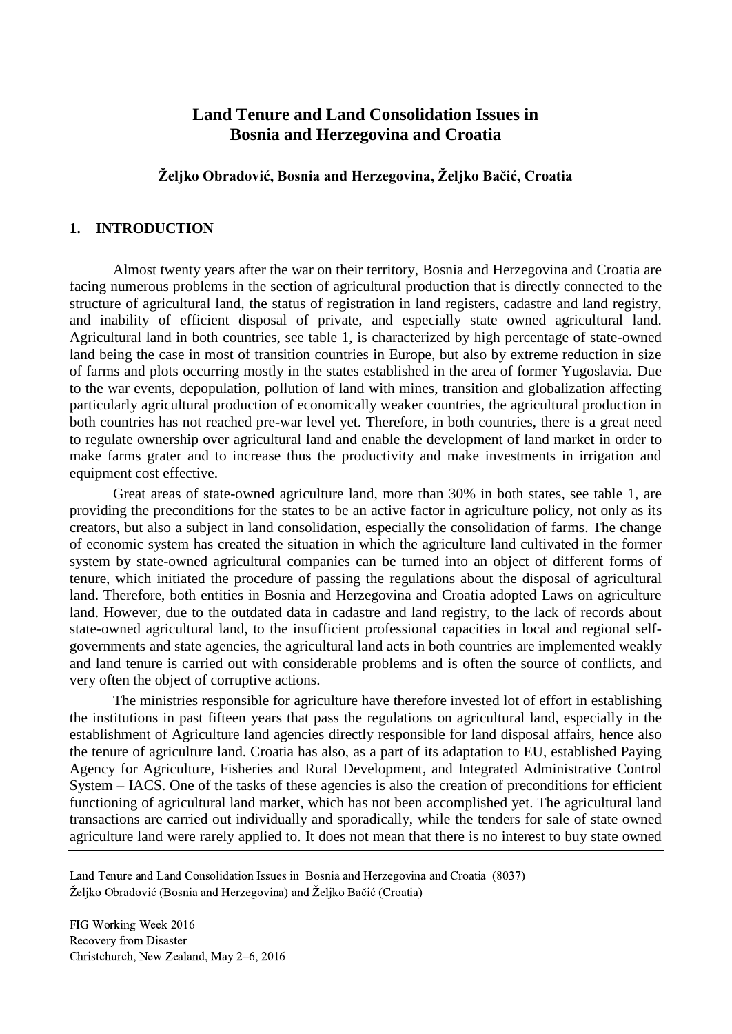# Land Tenure and Land Consolidation Issues in Bosnia and Herzegovina and Croatia

**Željko Obradović, Bosnia and Herzegovina, Željko Bačić, Croatia**

## 1. INTRODUCTION

Almost twenty years after the war on their territory, Bosnia and Herzegovina and Croatia are facing numerous problems in the section of agricultural production that is directly connected to the structure of agricultural land, the status of registration in land registers, cadastre and land registry, and inability of efficient disposal of private, and especially state owned agricultural land. Agricultural land in both countries, see table 1, is characterized by high percentage of state-owned land being the case in most of transition countries in Europe, but also by extreme reduction in size of farms and plots occurring mostly in the states established in the area of former Yugoslavia. Due to the war events, depopulation, pollution of land with mines, transition and globalization affecting particularly agricultural production of economically weaker countries, the agricultural production in both countries has not reached pre-war level yet. Therefore, in both countries, there is a great need to regulate ownership over agricultural land and enable the development of land market in order to make farms grater and to increase thus the productivity and make investments in irrigation and equipment cost effective.

Great areas of state-owned agriculture land, more than 30% in both states, see table 1, are providing the preconditions for the states to be an active factor in agriculture policy, not only as its creators, but also a subject in land consolidation, especially the consolidation of farms. The change of economic system has created the situation in which the agriculture land cultivated in the former system by state-owned agricultural companies can be turned into an object of different forms of tenure, which initiated the procedure of passing the regulations about the disposal of agricultural land. Therefore, both entities in Bosnia and Herzegovina and Croatia adopted Laws on agriculture land. However, due to the outdated data in cadastre and land registry, to the lack of records about state-owned agricultural land, to the insufficient professional capacities in local and regional self-governments and state agencies, the agricultural land acts in both countries are implemented weakly and land tenure is carried out with considerable problems and is often the source of conflicts, and very often the object of corruptive actions.

The ministries responsible for agriculture have therefore invested lot of effort in establishing the institutions in past fifteen years that pass the regulations on agricultural land, especially in the establishment of Agriculture land agencies directly responsible for land disposal affairs, hence also the tenure of agriculture land. Croatia has also, as a part of its adaptation to EU, established Paying Agency for Agriculture, Fisheries and Rural Development, and Integrated Administrative Control System – IACS. One of the tasks of these agencies is also the creation of preconditions for efficient functioning of agricultural land market, which has not been accomplished yet. The agricultural land transactions are carried out individually and sporadically, while the tenders for sale of state owned agriculture land were rarely applied to. It does not mean that there is no interest to buy state owned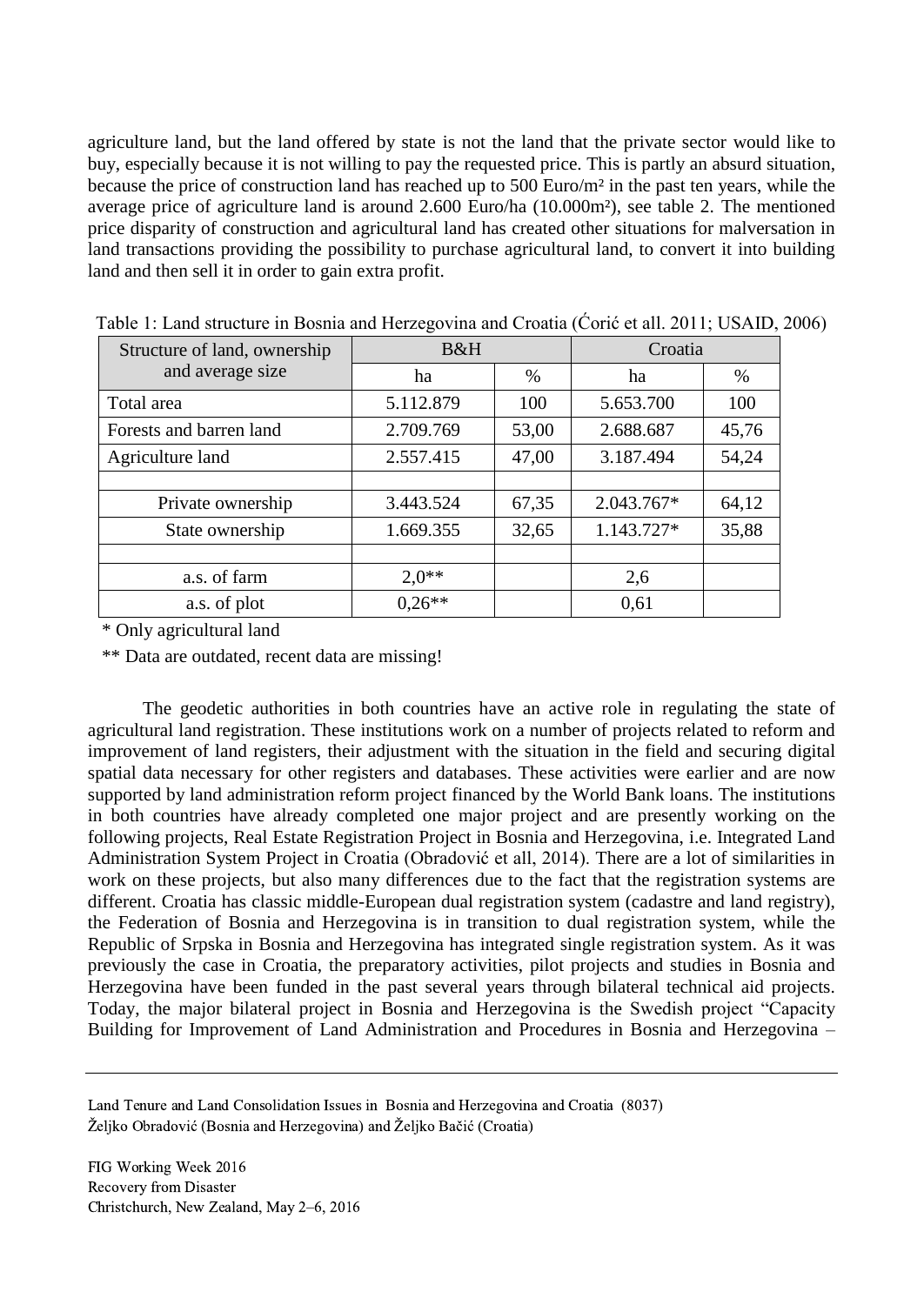agriculture land, but the land offered by state is not the land that the private sector would like to buy, especially because it is not willing to pay the requested price. This is partly an absurd situation, because the price of construction land has reached up to 500 Euro/m² in the past ten years, while the average price of agriculture land is around 2.600 Euro/ha (10.000m²), see table 2. The mentioned price disparity of construction and agricultural land has created other situations for malversation in land transactions providing the possibility to purchase agricultural land, to convert it into building land and then sell it in order to gain extra profit.

Table 1: Land structure in Bosnia and Herzegovina and Croatia (Ćorić et all. 2011; USAID, 2006)

| Structure of land, ownership and average size | B&H | | Croatia | |
|---|---|---|---|---|
| | ha | % | ha | % |
| Total area | 5.112.879 | 100 | 5.653.700 | 100 |
| Forests and barren land | 2.709.769 | 53,00 | 2.688.687 | 45,76 |
| Agriculture land | 2.557.415 | 47,00 | 3.187.494 | 54,24 |
| | | | | |
| Private ownership | 3.443.524 | 67,35 | 2.043.767* | 64,12 |
| State ownership | 1.669.355 | 32,65 | 1.143.727* | 35,88 |
| | | | | |
| a.s. of farm | 2,0** | | 2,6 | |
| a.s. of plot | 0,26** | | 0,61 | |

\* Only agricultural land

\** Data are outdated, recent data are missing!

The geodetic authorities in both countries have an active role in regulating the state of agricultural land registration. These institutions work on a number of projects related to reform and improvement of land registers, their adjustment with the situation in the field and securing digital spatial data necessary for other registers and databases. These activities were earlier and are now supported by land administration reform project financed by the World Bank loans. The institutions in both countries have already completed one major project and are presently working on the following projects, Real Estate Registration Project in Bosnia and Herzegovina, i.e. Integrated Land Administration System Project in Croatia (Obradović et all, 2014). There are a lot of similarities in work on these projects, but also many differences due to the fact that the registration systems are different. Croatia has classic middle-European dual registration system (cadastre and land registry), the Federation of Bosnia and Herzegovina is in transition to dual registration system, while the Republic of Srpska in Bosnia and Herzegovina has integrated single registration system. As it was previously the case in Croatia, the preparatory activities, pilot projects and studies in Bosnia and Herzegovina have been funded in the past several years through bilateral technical aid projects. Today, the major bilateral project in Bosnia and Herzegovina is the Swedish project "Capacity Building for Improvement of Land Administration and Procedures in Bosnia and Herzegovina –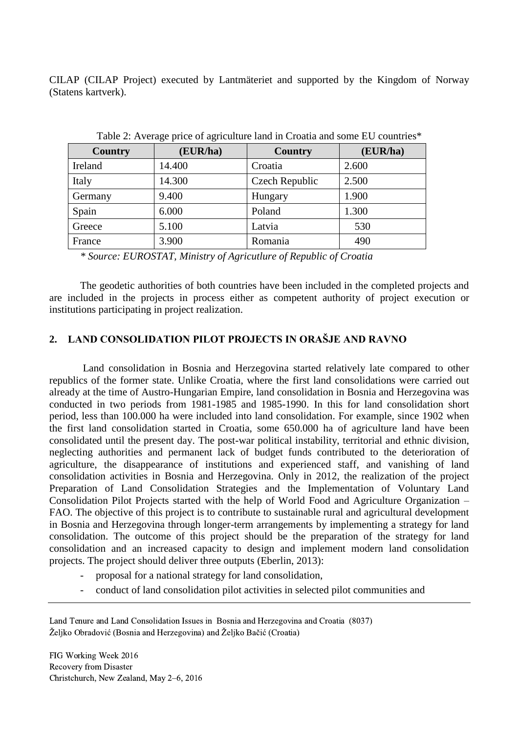CILAP (CILAP Project) executed by Lantmäteriet and supported by the Kingdom of Norway (Statens kartverk).

Table 2: Average price of agriculture land in Croatia and some EU countries*

| Country | (EUR/ha) | Country | (EUR/ha) |
|---|---|---|---|
| Ireland | 14.400 | Croatia | 2.600 |
| Italy | 14.300 | Czech Republic | 2.500 |
| Germany | 9.400 | Hungary | 1.900 |
| Spain | 6.000 | Poland | 1.300 |
| Greece | 5.100 | Latvia | 530 |
| France | 3.900 | Romania | 490 |

*\* Source: EUROSTAT, Ministry of Agricutlure of Republic of Croatia*

The geodetic authorities of both countries have been included in the completed projects and are included in the projects in process either as competent authority of project execution or institutions participating in project realization.

## 2. LAND CONSOLIDATION PILOT PROJECTS IN ORAŠJE AND RAVNO

Land consolidation in Bosnia and Herzegovina started relatively late compared to other republics of the former state. Unlike Croatia, where the first land consolidations were carried out already at the time of Austro-Hungarian Empire, land consolidation in Bosnia and Herzegovina was conducted in two periods from 1981-1985 and 1985-1990. In this for land consolidation short period, less than 100.000 ha were included into land consolidation. For example, since 1902 when the first land consolidation started in Croatia, some 650.000 ha of agriculture land have been consolidated until the present day. The post-war political instability, territorial and ethnic division, neglecting authorities and permanent lack of budget funds contributed to the deterioration of agriculture, the disappearance of institutions and experienced staff, and vanishing of land consolidation activities in Bosnia and Herzegovina. Only in 2012, the realization of the project Preparation of Land Consolidation Strategies and the Implementation of Voluntary Land Consolidation Pilot Projects started with the help of World Food and Agriculture Organization – FAO. The objective of this project is to contribute to sustainable rural and agricultural development in Bosnia and Herzegovina through longer-term arrangements by implementing a strategy for land consolidation. The outcome of this project should be the preparation of the strategy for land consolidation and an increased capacity to design and implement modern land consolidation projects. The project should deliver three outputs (Eberlin, 2013):

- proposal for a national strategy for land consolidation,
- conduct of land consolidation pilot activities in selected pilot communities and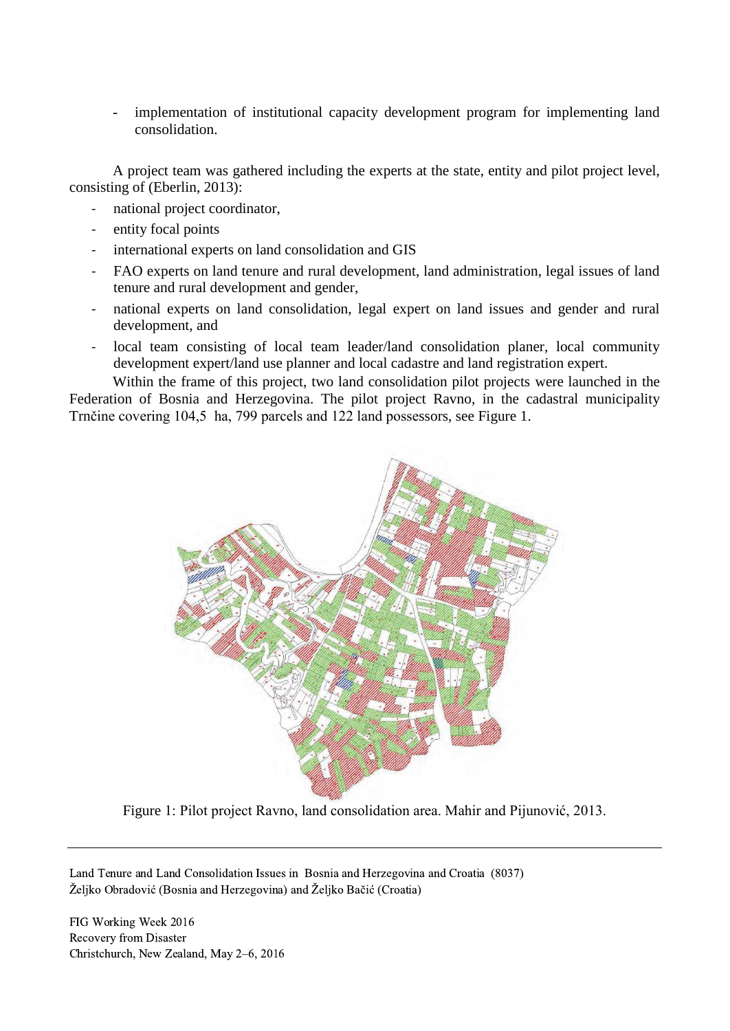- implementation of institutional capacity development program for implementing land consolidation.

A project team was gathered including the experts at the state, entity and pilot project level, consisting of (Eberlin, 2013):

- national project coordinator,
- entity focal points
- international experts on land consolidation and GIS
- FAO experts on land tenure and rural development, land administration, legal issues of land tenure and rural development and gender,
- national experts on land consolidation, legal expert on land issues and gender and rural development, and
- local team consisting of local team leader/land consolidation planer, local community development expert/land use planner and local cadastre and land registration expert.

Within the frame of this project, two land consolidation pilot projects were launched in the Federation of Bosnia and Herzegovina. The pilot project Ravno, in the cadastral municipality Trnčine covering 104,5 ha, 799 parcels and 122 land possessors, see Figure 1.

Figure 1: Pilot project Ravno, land consolidation area. Mahir and Pijunović, 2013.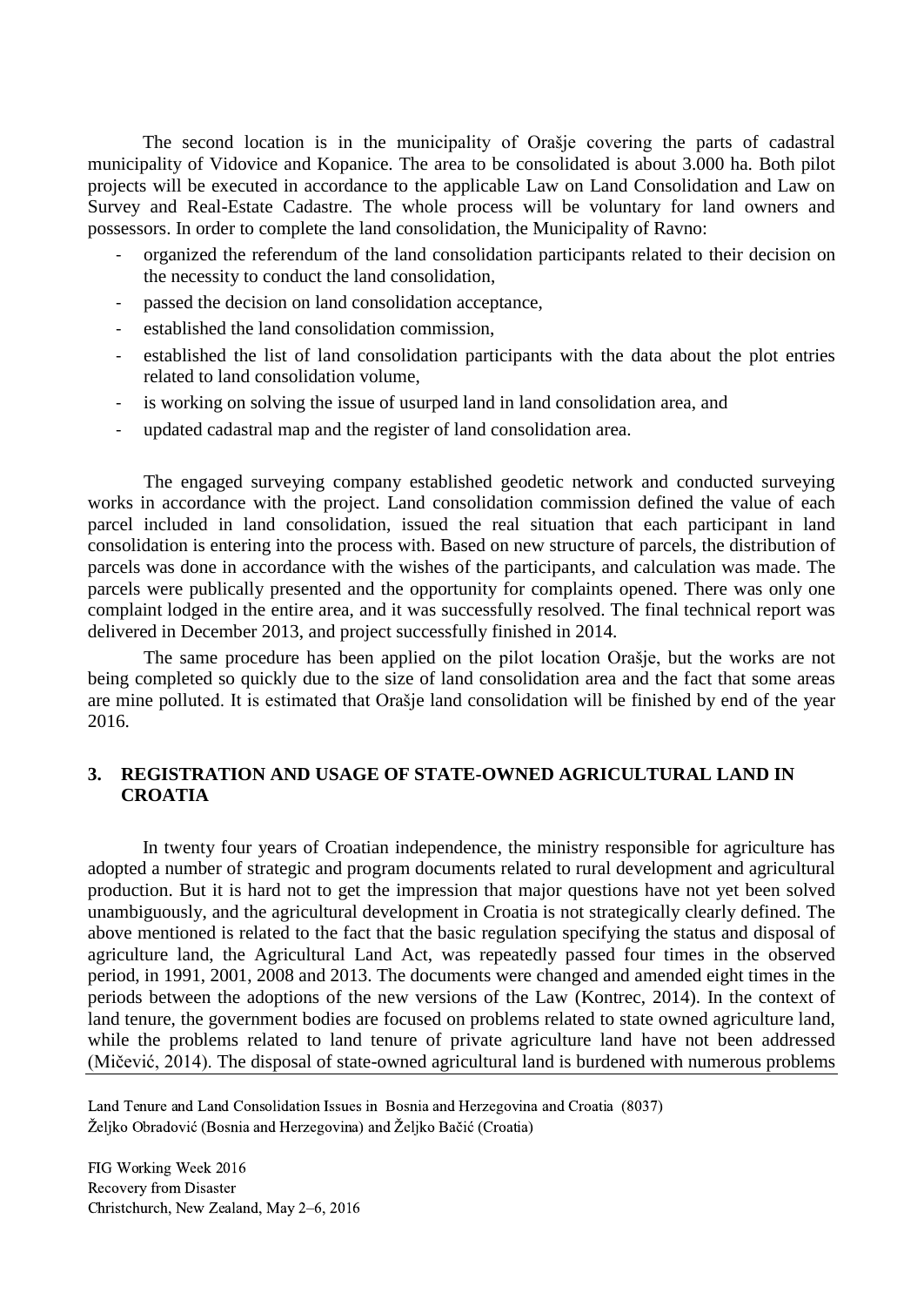The second location is in the municipality of Orašje covering the parts of cadastral municipality of Vidovice and Kopanice. The area to be consolidated is about 3.000 ha. Both pilot projects will be executed in accordance to the applicable Law on Land Consolidation and Law on Survey and Real-Estate Cadastre. The whole process will be voluntary for land owners and possessors. In order to complete the land consolidation, the Municipality of Ravno:

- organized the referendum of the land consolidation participants related to their decision on the necessity to conduct the land consolidation,
- passed the decision on land consolidation acceptance,
- established the land consolidation commission,
- established the list of land consolidation participants with the data about the plot entries related to land consolidation volume,
- is working on solving the issue of usurped land in land consolidation area, and
- updated cadastral map and the register of land consolidation area.

The engaged surveying company established geodetic network and conducted surveying works in accordance with the project. Land consolidation commission defined the value of each parcel included in land consolidation, issued the real situation that each participant in land consolidation is entering into the process with. Based on new structure of parcels, the distribution of parcels was done in accordance with the wishes of the participants, and calculation was made. The parcels were publically presented and the opportunity for complaints opened. There was only one complaint lodged in the entire area, and it was successfully resolved. The final technical report was delivered in December 2013, and project successfully finished in 2014.

The same procedure has been applied on the pilot location Orašje, but the works are not being completed so quickly due to the size of land consolidation area and the fact that some areas are mine polluted. It is estimated that Orašje land consolidation will be finished by end of the year 2016.

## 3. REGISTRATION AND USAGE OF STATE-OWNED AGRICULTURAL LAND IN CROATIA

In twenty four years of Croatian independence, the ministry responsible for agriculture has adopted a number of strategic and program documents related to rural development and agricultural production. But it is hard not to get the impression that major questions have not yet been solved unambiguously, and the agricultural development in Croatia is not strategically clearly defined. The above mentioned is related to the fact that the basic regulation specifying the status and disposal of agriculture land, the Agricultural Land Act, was repeatedly passed four times in the observed period, in 1991, 2001, 2008 and 2013. The documents were changed and amended eight times in the periods between the adoptions of the new versions of the Law (Kontrec, 2014). In the context of land tenure, the government bodies are focused on problems related to state owned agriculture land, while the problems related to land tenure of private agriculture land have not been addressed (Mičević, 2014). The disposal of state-owned agricultural land is burdened with numerous problems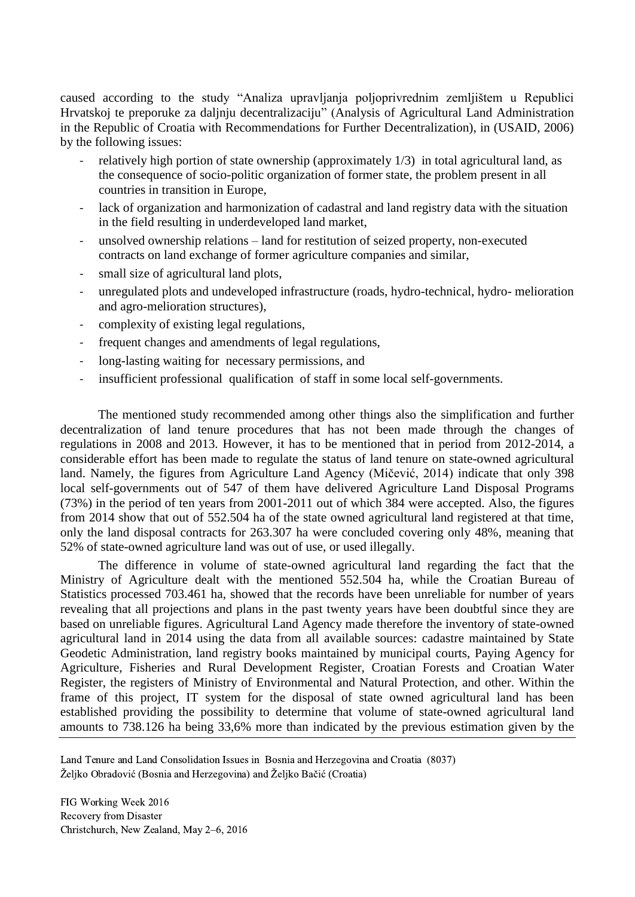caused according to the study "Analiza upravljanja poljoprivrednim zemljištem u Republici Hrvatskoj te preporuke za daljnju decentralizaciju" (Analysis of Agricultural Land Administration in the Republic of Croatia with Recommendations for Further Decentralization), in (USAID, 2006) by the following issues:

- relatively high portion of state ownership (approximately 1/3) in total agricultural land, as the consequence of socio-politic organization of former state, the problem present in all countries in transition in Europe,
- lack of organization and harmonization of cadastral and land registry data with the situation in the field resulting in underdeveloped land market,
- unsolved ownership relations – land for restitution of seized property, non-executed contracts on land exchange of former agriculture companies and similar,
- small size of agricultural land plots,
- unregulated plots and undeveloped infrastructure (roads, hydro-technical, hydro- melioration and agro-melioration structures),
- complexity of existing legal regulations,
- frequent changes and amendments of legal regulations,
- long-lasting waiting for necessary permissions, and
- insufficient professional qualification of staff in some local self-governments.

The mentioned study recommended among other things also the simplification and further decentralization of land tenure procedures that has not been made through the changes of regulations in 2008 and 2013. However, it has to be mentioned that in period from 2012-2014, a considerable effort has been made to regulate the status of land tenure on state-owned agricultural land. Namely, the figures from Agriculture Land Agency (Mičević, 2014) indicate that only 398 local self-governments out of 547 of them have delivered Agriculture Land Disposal Programs (73%) in the period of ten years from 2001-2011 out of which 384 were accepted. Also, the figures from 2014 show that out of 552.504 ha of the state owned agricultural land registered at that time, only the land disposal contracts for 263.307 ha were concluded covering only 48%, meaning that 52% of state-owned agriculture land was out of use, or used illegally.

The difference in volume of state-owned agricultural land regarding the fact that the Ministry of Agriculture dealt with the mentioned 552.504 ha, while the Croatian Bureau of Statistics processed 703.461 ha, showed that the records have been unreliable for number of years revealing that all projections and plans in the past twenty years have been doubtful since they are based on unreliable figures. Agricultural Land Agency made therefore the inventory of state-owned agricultural land in 2014 using the data from all available sources: cadastre maintained by State Geodetic Administration, land registry books maintained by municipal courts, Paying Agency for Agriculture, Fisheries and Rural Development Register, Croatian Forests and Croatian Water Register, the registers of Ministry of Environmental and Natural Protection, and other. Within the frame of this project, IT system for the disposal of state owned agricultural land has been established providing the possibility to determine that volume of state-owned agricultural land amounts to 738.126 ha being 33,6% more than indicated by the previous estimation given by the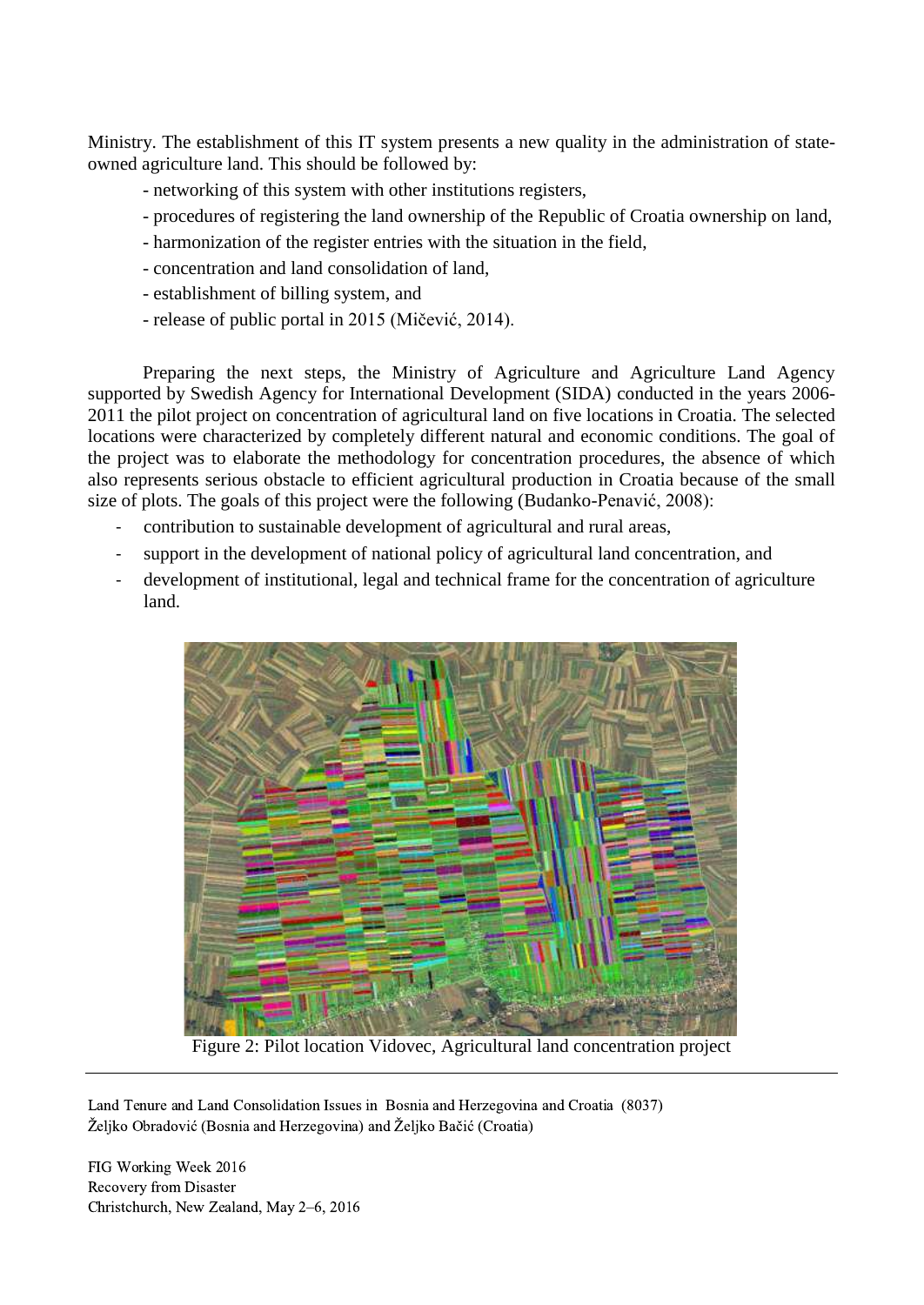Ministry. The establishment of this IT system presents a new quality in the administration of state-owned agriculture land. This should be followed by:

- networking of this system with other institutions registers,
- procedures of registering the land ownership of the Republic of Croatia ownership on land,
- harmonization of the register entries with the situation in the field,
- concentration and land consolidation of land,
- establishment of billing system, and
- release of public portal in 2015 (Mičević, 2014).

Preparing the next steps, the Ministry of Agriculture and Agriculture Land Agency supported by Swedish Agency for International Development (SIDA) conducted in the years 2006-2011 the pilot project on concentration of agricultural land on five locations in Croatia. The selected locations were characterized by completely different natural and economic conditions. The goal of the project was to elaborate the methodology for concentration procedures, the absence of which also represents serious obstacle to efficient agricultural production in Croatia because of the small size of plots. The goals of this project were the following (Budanko-Penavić, 2008):

- contribution to sustainable development of agricultural and rural areas,
- support in the development of national policy of agricultural land concentration, and
- development of institutional, legal and technical frame for the concentration of agriculture land.

Figure 2: Pilot location Vidovec, Agricultural land concentration project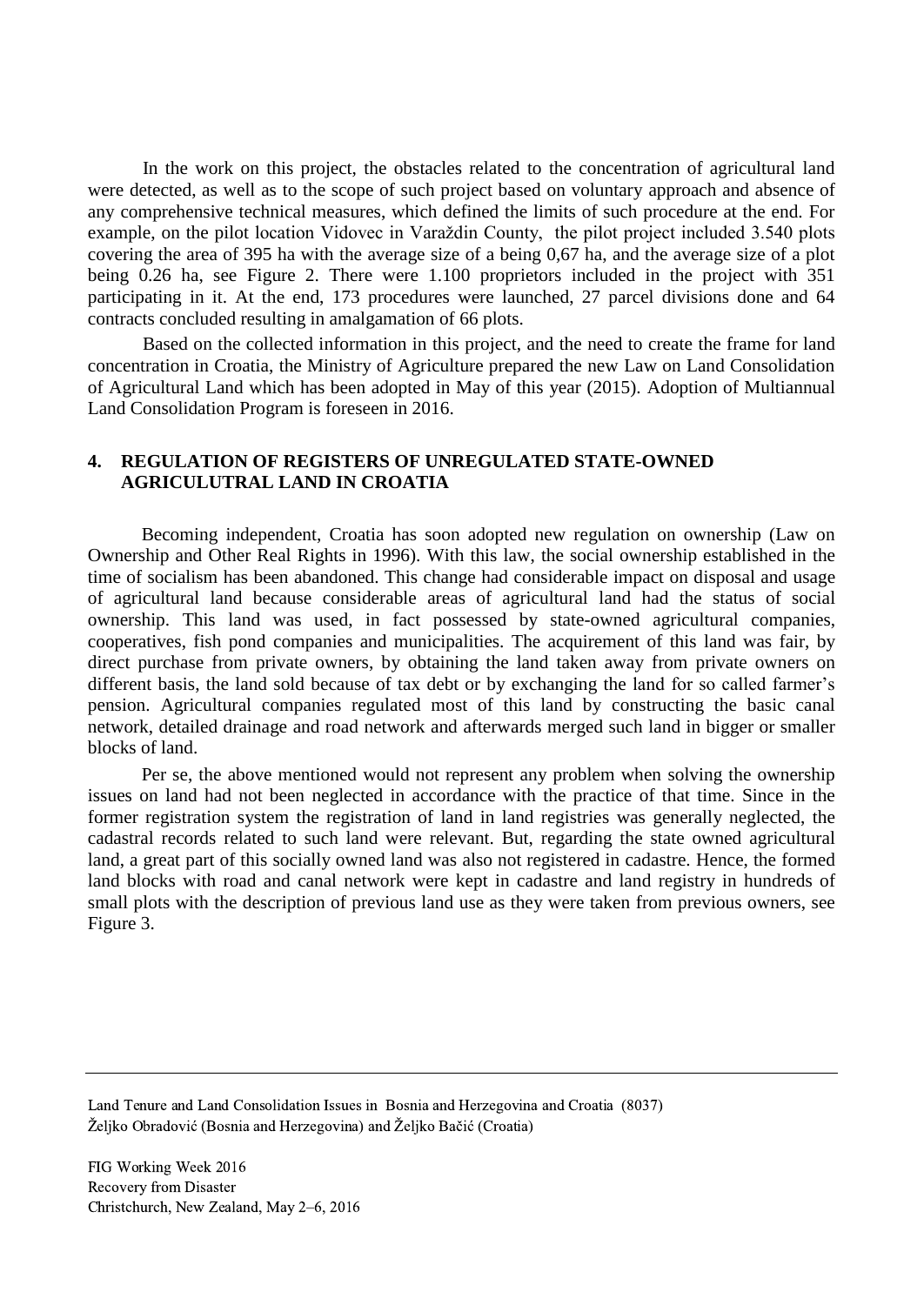In the work on this project, the obstacles related to the concentration of agricultural land were detected, as well as to the scope of such project based on voluntary approach and absence of any comprehensive technical measures, which defined the limits of such procedure at the end. For example, on the pilot location Vidovec in Varaždin County, the pilot project included 3.540 plots covering the area of 395 ha with the average size of a being 0,67 ha, and the average size of a plot being 0.26 ha, see Figure 2. There were 1.100 proprietors included in the project with 351 participating in it. At the end, 173 procedures were launched, 27 parcel divisions done and 64 contracts concluded resulting in amalgamation of 66 plots.

Based on the collected information in this project, and the need to create the frame for land concentration in Croatia, the Ministry of Agriculture prepared the new Law on Land Consolidation of Agricultural Land which has been adopted in May of this year (2015). Adoption of Multiannual Land Consolidation Program is foreseen in 2016.

## 4. REGULATION OF REGISTERS OF UNREGULATED STATE-OWNED AGRICULUTRAL LAND IN CROATIA

Becoming independent, Croatia has soon adopted new regulation on ownership (Law on Ownership and Other Real Rights in 1996). With this law, the social ownership established in the time of socialism has been abandoned. This change had considerable impact on disposal and usage of agricultural land because considerable areas of agricultural land had the status of social ownership. This land was used, in fact possessed by state-owned agricultural companies, cooperatives, fish pond companies and municipalities. The acquirement of this land was fair, by direct purchase from private owners, by obtaining the land taken away from private owners on different basis, the land sold because of tax debt or by exchanging the land for so called farmer's pension. Agricultural companies regulated most of this land by constructing the basic canal network, detailed drainage and road network and afterwards merged such land in bigger or smaller blocks of land.

Per se, the above mentioned would not represent any problem when solving the ownership issues on land had not been neglected in accordance with the practice of that time. Since in the former registration system the registration of land in land registries was generally neglected, the cadastral records related to such land were relevant. But, regarding the state owned agricultural land, a great part of this socially owned land was also not registered in cadastre. Hence, the formed land blocks with road and canal network were kept in cadastre and land registry in hundreds of small plots with the description of previous land use as they were taken from previous owners, see Figure 3.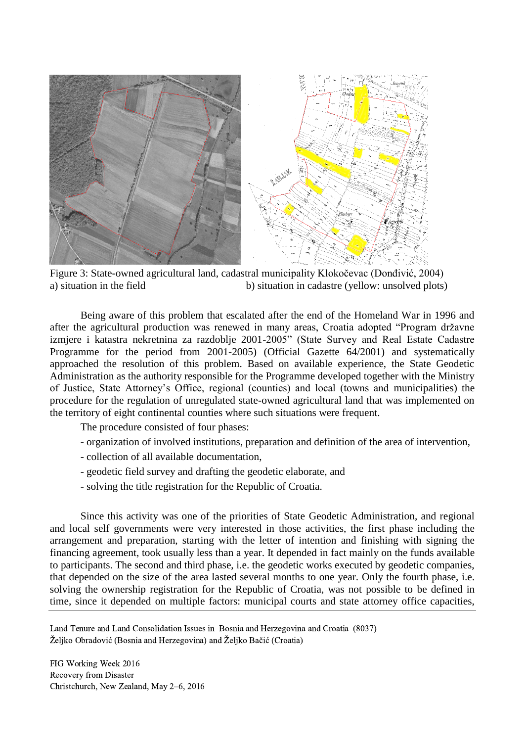Figure 3: State-owned agricultural land, cadastral municipality Klokočevac (Donđivić, 2004)
a) situation in the field                b) situation in cadastre (yellow: unsolved plots)

Being aware of this problem that escalated after the end of the Homeland War in 1996 and after the agricultural production was renewed in many areas, Croatia adopted "Program državne izmjere i katastra nekretnina za razdoblje 2001-2005" (State Survey and Real Estate Cadastre Programme for the period from 2001-2005) (Official Gazette 64/2001) and systematically approached the resolution of this problem. Based on available experience, the State Geodetic Administration as the authority responsible for the Programme developed together with the Ministry of Justice, State Attorney's Office, regional (counties) and local (towns and municipalities) the procedure for the regulation of unregulated state-owned agricultural land that was implemented on the territory of eight continental counties where such situations were frequent.

The procedure consisted of four phases:

- organization of involved institutions, preparation and definition of the area of intervention,
- collection of all available documentation,
- geodetic field survey and drafting the geodetic elaborate, and
- solving the title registration for the Republic of Croatia.

Since this activity was one of the priorities of State Geodetic Administration, and regional and local self governments were very interested in those activities, the first phase including the arrangement and preparation, starting with the letter of intention and finishing with signing the financing agreement, took usually less than a year. It depended in fact mainly on the funds available to participants. The second and third phase, i.e. the geodetic works executed by geodetic companies, that depended on the size of the area lasted several months to one year. Only the fourth phase, i.e. solving the ownership registration for the Republic of Croatia, was not possible to be defined in time, since it depended on multiple factors: municipal courts and state attorney office capacities,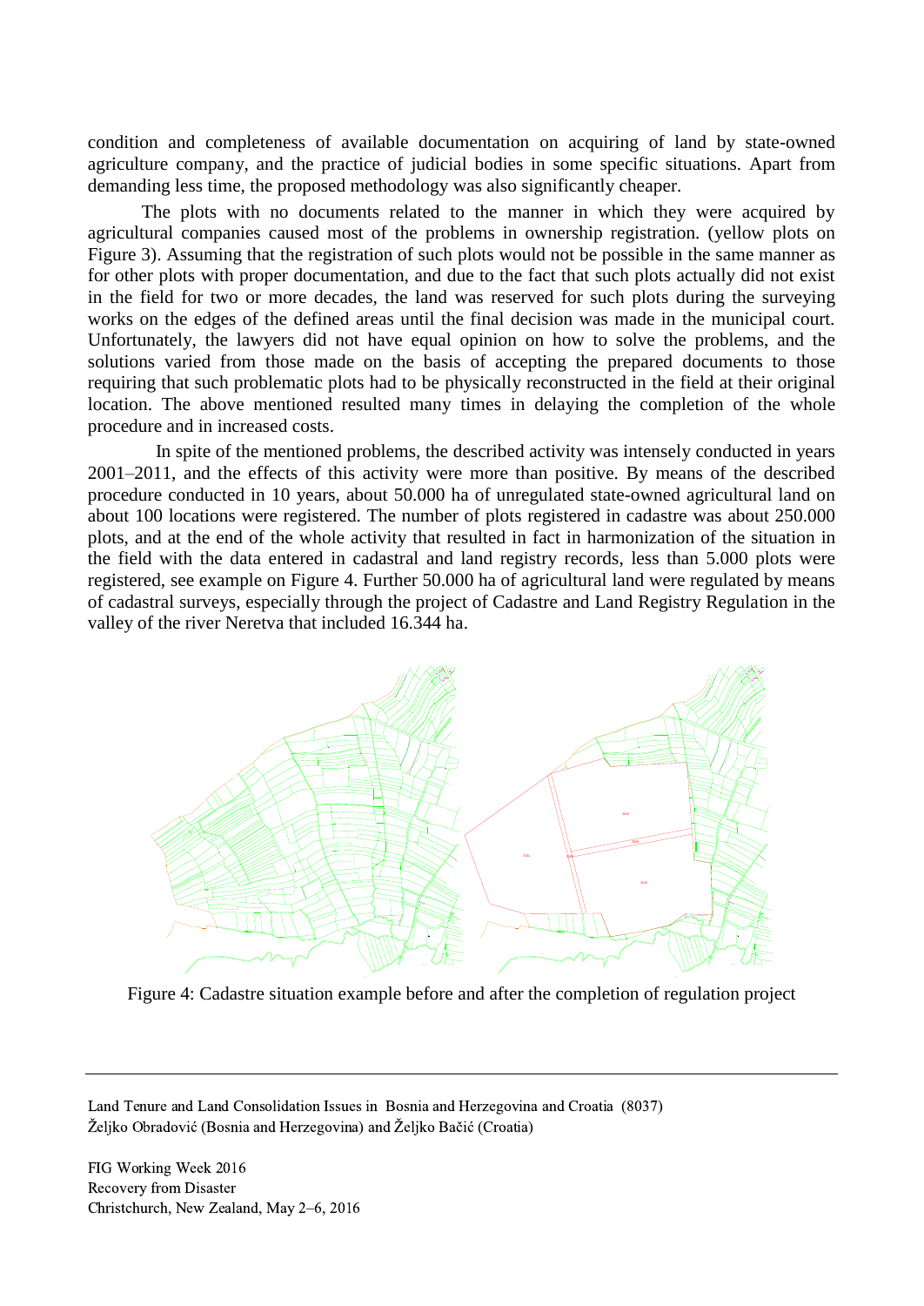condition and completeness of available documentation on acquiring of land by state-owned agriculture company, and the practice of judicial bodies in some specific situations. Apart from demanding less time, the proposed methodology was also significantly cheaper.

The plots with no documents related to the manner in which they were acquired by agricultural companies caused most of the problems in ownership registration. (yellow plots on Figure 3). Assuming that the registration of such plots would not be possible in the same manner as for other plots with proper documentation, and due to the fact that such plots actually did not exist in the field for two or more decades, the land was reserved for such plots during the surveying works on the edges of the defined areas until the final decision was made in the municipal court. Unfortunately, the lawyers did not have equal opinion on how to solve the problems, and the solutions varied from those made on the basis of accepting the prepared documents to those requiring that such problematic plots had to be physically reconstructed in the field at their original location. The above mentioned resulted many times in delaying the completion of the whole procedure and in increased costs.

In spite of the mentioned problems, the described activity was intensely conducted in years 2001–2011, and the effects of this activity were more than positive. By means of the described procedure conducted in 10 years, about 50.000 ha of unregulated state-owned agricultural land on about 100 locations were registered. The number of plots registered in cadastre was about 250.000 plots, and at the end of the whole activity that resulted in fact in harmonization of the situation in the field with the data entered in cadastral and land registry records, less than 5.000 plots were registered, see example on Figure 4. Further 50.000 ha of agricultural land were regulated by means of cadastral surveys, especially through the project of Cadastre and Land Registry Regulation in the valley of the river Neretva that included 16.344 ha.

Figure 4: Cadastre situation example before and after the completion of regulation project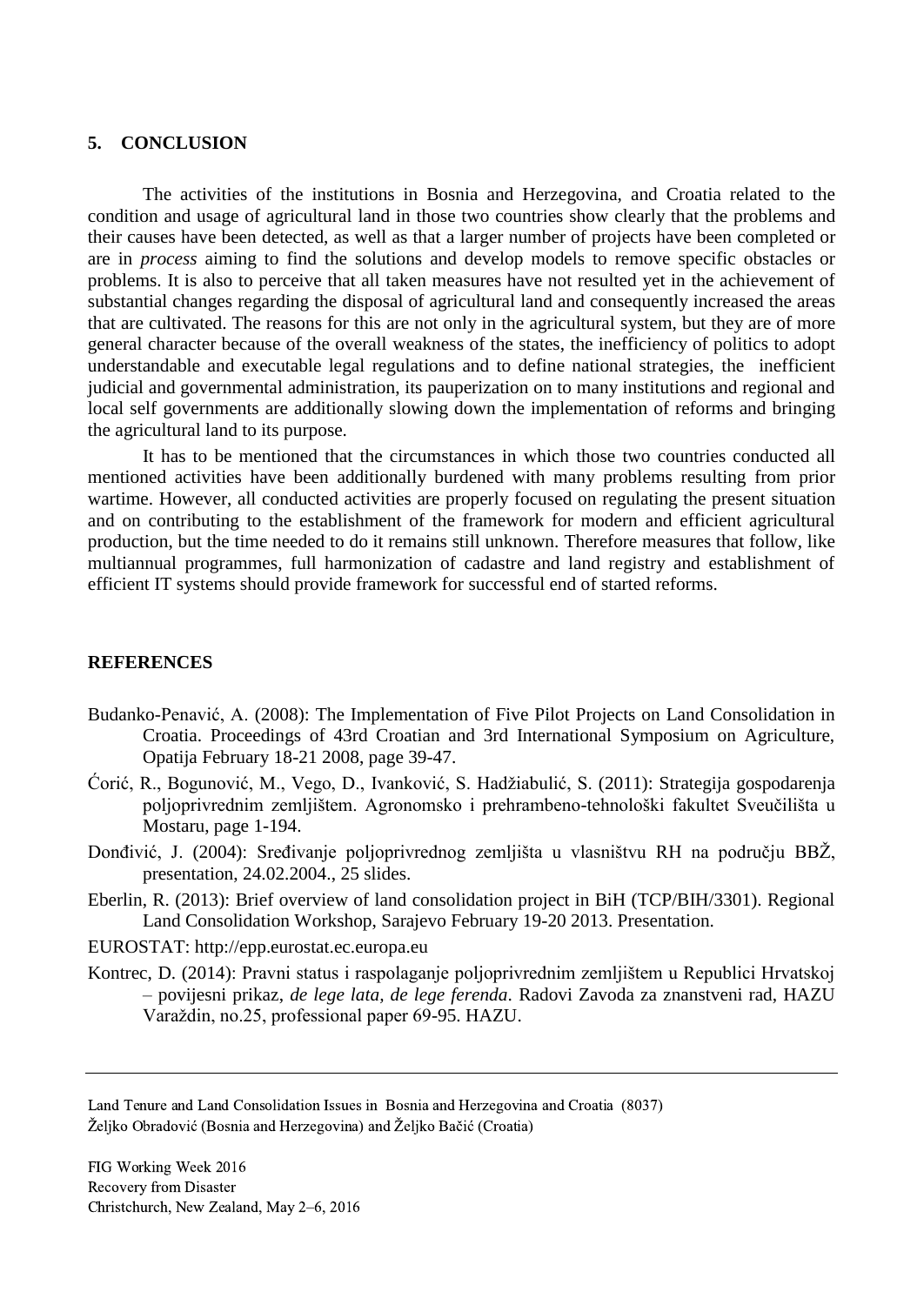## 5. CONCLUSION

The activities of the institutions in Bosnia and Herzegovina, and Croatia related to the condition and usage of agricultural land in those two countries show clearly that the problems and their causes have been detected, as well as that a larger number of projects have been completed or are in *process* aiming to find the solutions and develop models to remove specific obstacles or problems. It is also to perceive that all taken measures have not resulted yet in the achievement of substantial changes regarding the disposal of agricultural land and consequently increased the areas that are cultivated. The reasons for this are not only in the agricultural system, but they are of more general character because of the overall weakness of the states, the inefficiency of politics to adopt understandable and executable legal regulations and to define national strategies, the inefficient judicial and governmental administration, its pauperization on to many institutions and regional and local self governments are additionally slowing down the implementation of reforms and bringing the agricultural land to its purpose.

It has to be mentioned that the circumstances in which those two countries conducted all mentioned activities have been additionally burdened with many problems resulting from prior wartime. However, all conducted activities are properly focused on regulating the present situation and on contributing to the establishment of the framework for modern and efficient agricultural production, but the time needed to do it remains still unknown. Therefore measures that follow, like multiannual programmes, full harmonization of cadastre and land registry and establishment of efficient IT systems should provide framework for successful end of started reforms.

## REFERENCES

Budanko-Penavić, A. (2008): The Implementation of Five Pilot Projects on Land Consolidation in Croatia. Proceedings of 43rd Croatian and 3rd International Symposium on Agriculture, Opatija February 18-21 2008, page 39-47.

Ćorić, R., Bogunović, M., Vego, D., Ivanković, S. Hadžiabulić, S. (2011): Strategija gospodarenja poljoprivrednim zemljištem. Agronomsko i prehrambeno-tehnološki fakultet Sveučilišta u Mostaru, page 1-194.

Donđivić, J. (2004): Sređivanje poljoprivrednog zemljišta u vlasništvu RH na području BBŽ, presentation, 24.02.2004., 25 slides.

Eberlin, R. (2013): Brief overview of land consolidation project in BiH (TCP/BIH/3301). Regional Land Consolidation Workshop, Sarajevo February 19-20 2013. Presentation.

EUROSTAT: http://epp.eurostat.ec.europa.eu

Kontrec, D. (2014): Pravni status i raspolaganje poljoprivrednim zemljištem u Republici Hrvatskoj – povijesni prikaz, *de lege lata, de lege ferenda*. Radovi Zavoda za znanstveni rad, HAZU Varaždin, no.25, professional paper 69-95. HAZU.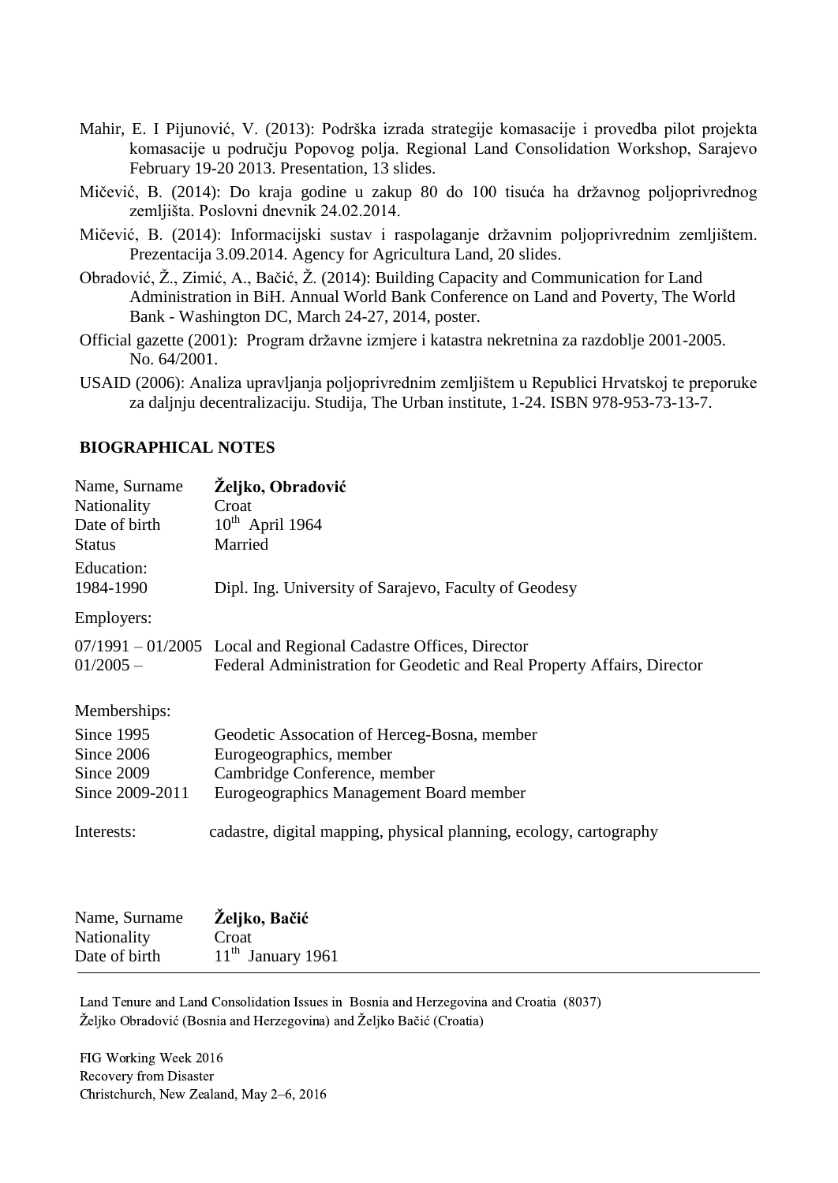Mahir, E. I Pijunović, V. (2013): Podrška izrada strategije komasacije i provedba pilot projekta komasacije u području Popovog polja. Regional Land Consolidation Workshop, Sarajevo February 19-20 2013. Presentation, 13 slides.

Mičević, B. (2014): Do kraja godine u zakup 80 do 100 tisuća ha državnog poljoprivrednog zemljišta. Poslovni dnevnik 24.02.2014.

Mičević, B. (2014): Informacijski sustav i raspolaganje državnim poljoprivrednim zemljištem. Prezentacija 3.09.2014. Agency for Agricultura Land, 20 slides.

Obradović, Ž., Zimić, A., Bačić, Ž. (2014): Building Capacity and Communication for Land Administration in BiH. Annual World Bank Conference on Land and Poverty, The World Bank - Washington DC, March 24-27, 2014, poster.

Official gazette (2001): Program državne izmjere i katastra nekretnina za razdoblje 2001-2005. No. 64/2001.

USAID (2006): Analiza upravljanja poljoprivrednim zemljištem u Republici Hrvatskoj te preporuke za daljnju decentralizaciju. Studija, The Urban institute, 1-24. ISBN 978-953-73-13-7.

## BIOGRAPHICAL NOTES

| | |
|---|---|
| Name, Surname | **Željko, Obradović** |
| Nationality | Croat |
| Date of birth | 10th April 1964 |
| Status | Married |

Education:

| | |
|---|---|
| 1984-1990 | Dipl. Ing. University of Sarajevo, Faculty of Geodesy |

Employers:

| | |
|---|---|
| 07/1991 – 01/2005 | Local and Regional Cadastre Offices, Director |
| 01/2005 – | Federal Administration for Geodetic and Real Property Affairs, Director |

Memberships:

| | |
|---|---|
| Since 1995 | Geodetic Assocation of Herceg-Bosna, member |
| Since 2006 | Eurogeographics, member |
| Since 2009 | Cambridge Conference, member |
| Since 2009-2011 | Eurogeographics Management Board member |

Interests: cadastre, digital mapping, physical planning, ecology, cartography

| | |
|---|---|
| Name, Surname | **Željko, Bačić** |
| Nationality | Croat |
| Date of birth | 11th January 1961 |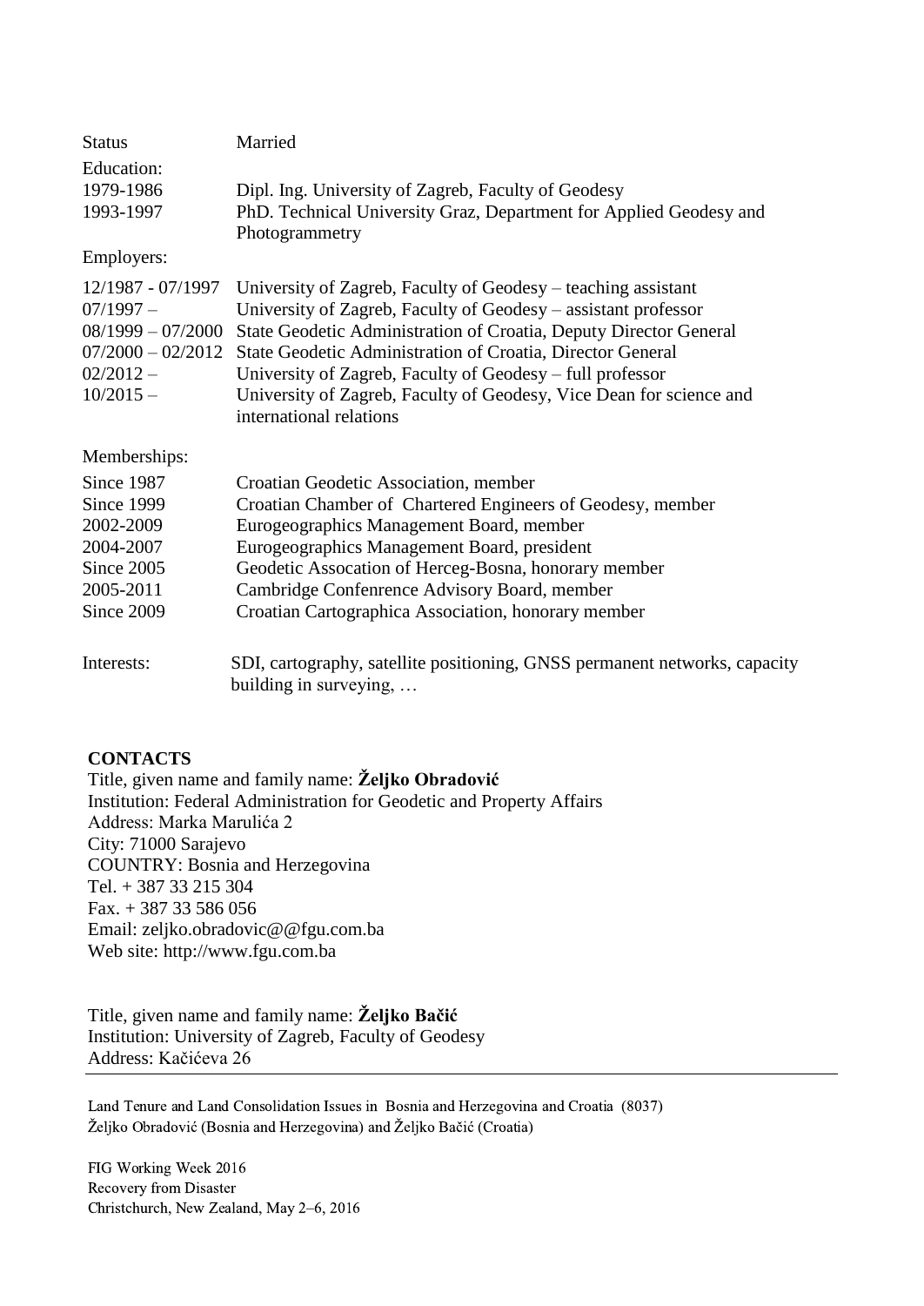| | |
|---|---|
| Status | Married |
| Education: | |
| 1979-1986 | Dipl. Ing. University of Zagreb, Faculty of Geodesy |
| 1993-1997 | PhD. Technical University Graz, Department for Applied Geodesy and Photogrammetry |
| Employers: | |
| 12/1987 - 07/1997 | University of Zagreb, Faculty of Geodesy – teaching assistant |
| 07/1997 – | University of Zagreb, Faculty of Geodesy – assistant professor |
| 08/1999 – 07/2000 | State Geodetic Administration of Croatia, Deputy Director General |
| 07/2000 – 02/2012 | State Geodetic Administration of Croatia, Director General |
| 02/2012 – | University of Zagreb, Faculty of Geodesy – full professor |
| 10/2015 – | University of Zagreb, Faculty of Geodesy, Vice Dean for science and international relations |
| Memberships: | |
| Since 1987 | Croatian Geodetic Association, member |
| Since 1999 | Croatian Chamber of Chartered Engineers of Geodesy, member |
| 2002-2009 | Eurogeographics Management Board, member |
| 2004-2007 | Eurogeographics Management Board, president |
| Since 2005 | Geodetic Assocation of Herceg-Bosna, honorary member |
| 2005-2011 | Cambridge Confenrence Advisory Board, member |
| Since 2009 | Croatian Cartographica Association, honorary member |
| Interests: | SDI, cartography, satellite positioning, GNSS permanent networks, capacity building in surveying, … |

**CONTACTS**

Title, given name and family name: **Željko Obradović**
Institution: Federal Administration for Geodetic and Property Affairs
Address: Marka Marulića 2
City: 71000 Sarajevo
COUNTRY: Bosnia and Herzegovina
Tel. + 387 33 215 304
Fax. + 387 33 586 056
Email: zeljko.obradovic@@fgu.com.ba
Web site: http://www.fgu.com.ba

Title, given name and family name: **Željko Bačić**
Institution: University of Zagreb, Faculty of Geodesy
Address: Kačićeva 26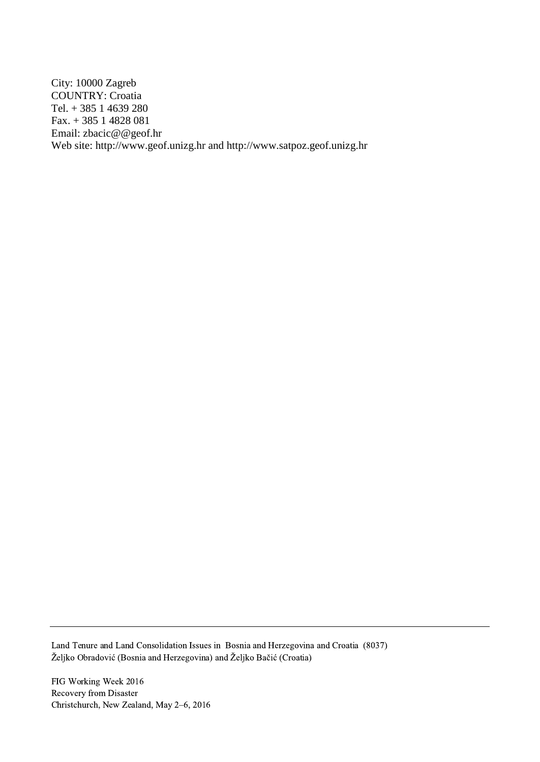City: 10000 Zagreb
COUNTRY: Croatia
Tel. + 385 1 4639 280
Fax. + 385 1 4828 081
Email: zbacic@@geof.hr
Web site: http://www.geof.unizg.hr and http://www.satpoz.geof.unizg.hr